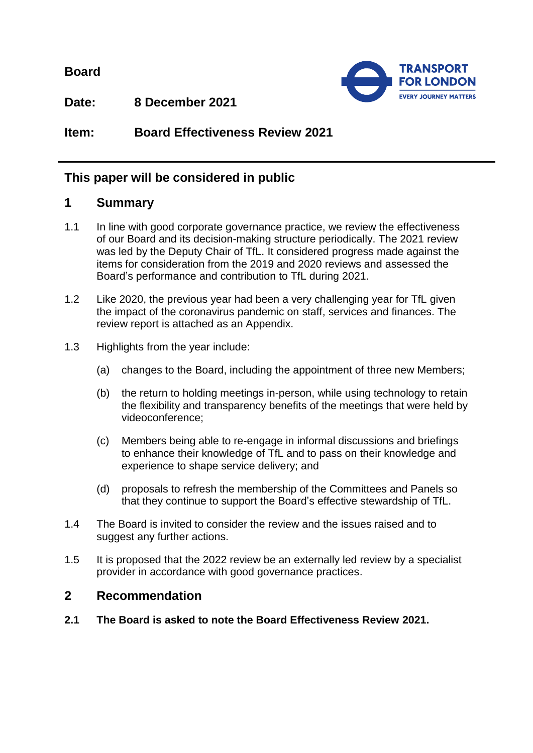**Board**

**Date:** **8 December 2021**

**Item:** **Board Effectiveness Review 2021**

---

## This paper will be considered in public

## 1 Summary

1.1 In line with good corporate governance practice, we review the effectiveness of our Board and its decision-making structure periodically. The 2021 review was led by the Deputy Chair of TfL. It considered progress made against the items for consideration from the 2019 and 2020 reviews and assessed the Board's performance and contribution to TfL during 2021.

1.2 Like 2020, the previous year had been a very challenging year for TfL given the impact of the coronavirus pandemic on staff, services and finances. The review report is attached as an Appendix.

1.3 Highlights from the year include:

(a) changes to the Board, including the appointment of three new Members;

(b) the return to holding meetings in-person, while using technology to retain the flexibility and transparency benefits of the meetings that were held by videoconference;

(c) Members being able to re-engage in informal discussions and briefings to enhance their knowledge of TfL and to pass on their knowledge and experience to shape service delivery; and

(d) proposals to refresh the membership of the Committees and Panels so that they continue to support the Board's effective stewardship of TfL.

1.4 The Board is invited to consider the review and the issues raised and to suggest any further actions.

1.5 It is proposed that the 2022 review be an externally led review by a specialist provider in accordance with good governance practices.

## 2 Recommendation

**2.1 The Board is asked to note the Board Effectiveness Review 2021.**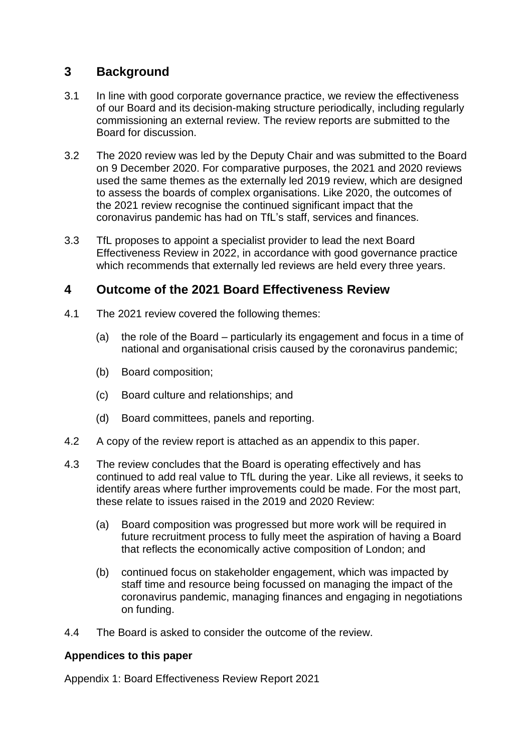## 3 Background

3.1 In line with good corporate governance practice, we review the effectiveness of our Board and its decision-making structure periodically, including regularly commissioning an external review. The review reports are submitted to the Board for discussion.

3.2 The 2020 review was led by the Deputy Chair and was submitted to the Board on 9 December 2020. For comparative purposes, the 2021 and 2020 reviews used the same themes as the externally led 2019 review, which are designed to assess the boards of complex organisations. Like 2020, the outcomes of the 2021 review recognise the continued significant impact that the coronavirus pandemic has had on TfL's staff, services and finances.

3.3 TfL proposes to appoint a specialist provider to lead the next Board Effectiveness Review in 2022, in accordance with good governance practice which recommends that externally led reviews are held every three years.

## 4 Outcome of the 2021 Board Effectiveness Review

4.1 The 2021 review covered the following themes:

(a) the role of the Board – particularly its engagement and focus in a time of national and organisational crisis caused by the coronavirus pandemic;

(b) Board composition;

(c) Board culture and relationships; and

(d) Board committees, panels and reporting.

4.2 A copy of the review report is attached as an appendix to this paper.

4.3 The review concludes that the Board is operating effectively and has continued to add real value to TfL during the year. Like all reviews, it seeks to identify areas where further improvements could be made. For the most part, these relate to issues raised in the 2019 and 2020 Review:

(a) Board composition was progressed but more work will be required in future recruitment process to fully meet the aspiration of having a Board that reflects the economically active composition of London; and

(b) continued focus on stakeholder engagement, which was impacted by staff time and resource being focussed on managing the impact of the coronavirus pandemic, managing finances and engaging in negotiations on funding.

4.4 The Board is asked to consider the outcome of the review.

**Appendices to this paper**

Appendix 1: Board Effectiveness Review Report 2021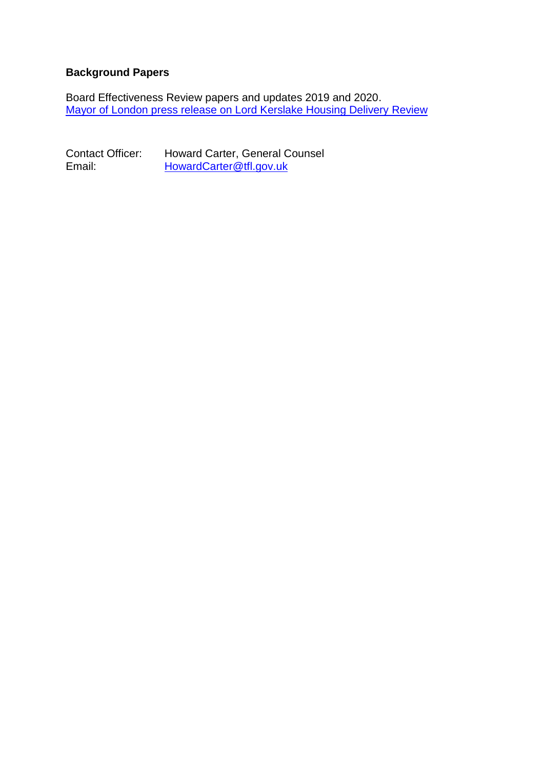**Background Papers**

Board Effectiveness Review papers and updates 2019 and 2020.
[Mayor of London press release on Lord Kerslake Housing Delivery Review]

Contact Officer: Howard Carter, General Counsel
Email: [HowardCarter@tfl.gov.uk]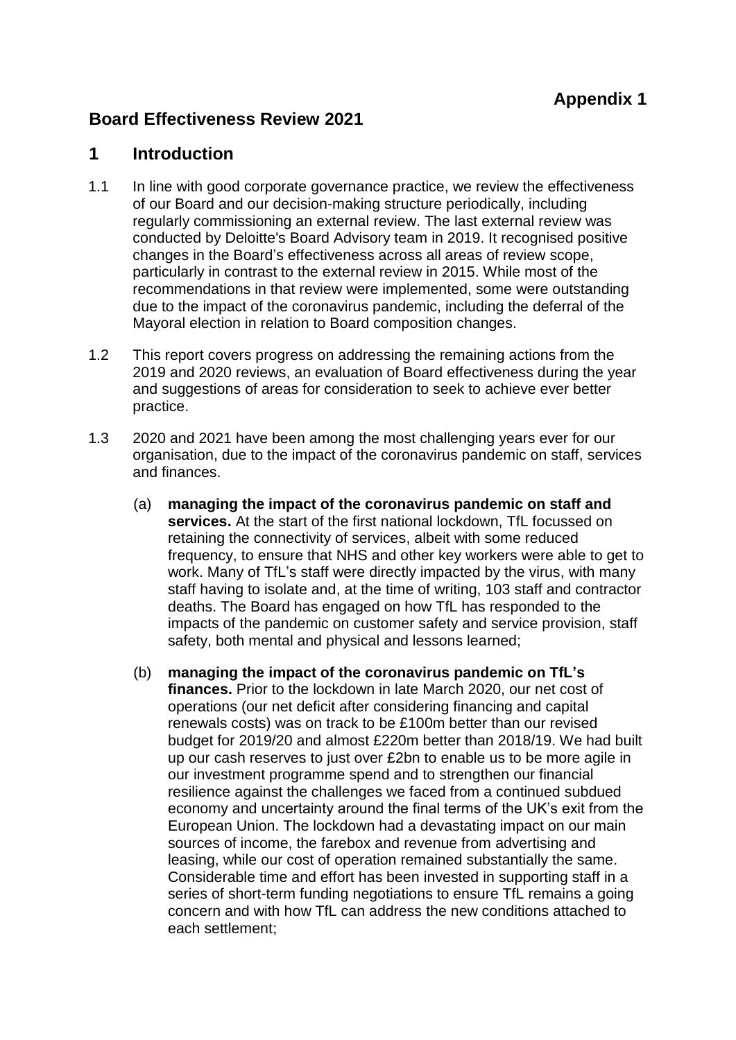**Appendix 1**

## Board Effectiveness Review 2021

## 1 Introduction

1.1 In line with good corporate governance practice, we review the effectiveness of our Board and our decision-making structure periodically, including regularly commissioning an external review. The last external review was conducted by Deloitte's Board Advisory team in 2019. It recognised positive changes in the Board's effectiveness across all areas of review scope, particularly in contrast to the external review in 2015. While most of the recommendations in that review were implemented, some were outstanding due to the impact of the coronavirus pandemic, including the deferral of the Mayoral election in relation to Board composition changes.

1.2 This report covers progress on addressing the remaining actions from the 2019 and 2020 reviews, an evaluation of Board effectiveness during the year and suggestions of areas for consideration to seek to achieve ever better practice.

1.3 2020 and 2021 have been among the most challenging years ever for our organisation, due to the impact of the coronavirus pandemic on staff, services and finances.

(a) **managing the impact of the coronavirus pandemic on staff and services.** At the start of the first national lockdown, TfL focussed on retaining the connectivity of services, albeit with some reduced frequency, to ensure that NHS and other key workers were able to get to work. Many of TfL's staff were directly impacted by the virus, with many staff having to isolate and, at the time of writing, 103 staff and contractor deaths. The Board has engaged on how TfL has responded to the impacts of the pandemic on customer safety and service provision, staff safety, both mental and physical and lessons learned;

(b) **managing the impact of the coronavirus pandemic on TfL's finances.** Prior to the lockdown in late March 2020, our net cost of operations (our net deficit after considering financing and capital renewals costs) was on track to be £100m better than our revised budget for 2019/20 and almost £220m better than 2018/19. We had built up our cash reserves to just over £2bn to enable us to be more agile in our investment programme spend and to strengthen our financial resilience against the challenges we faced from a continued subdued economy and uncertainty around the final terms of the UK's exit from the European Union. The lockdown had a devastating impact on our main sources of income, the farebox and revenue from advertising and leasing, while our cost of operation remained substantially the same. Considerable time and effort has been invested in supporting staff in a series of short-term funding negotiations to ensure TfL remains a going concern and with how TfL can address the new conditions attached to each settlement;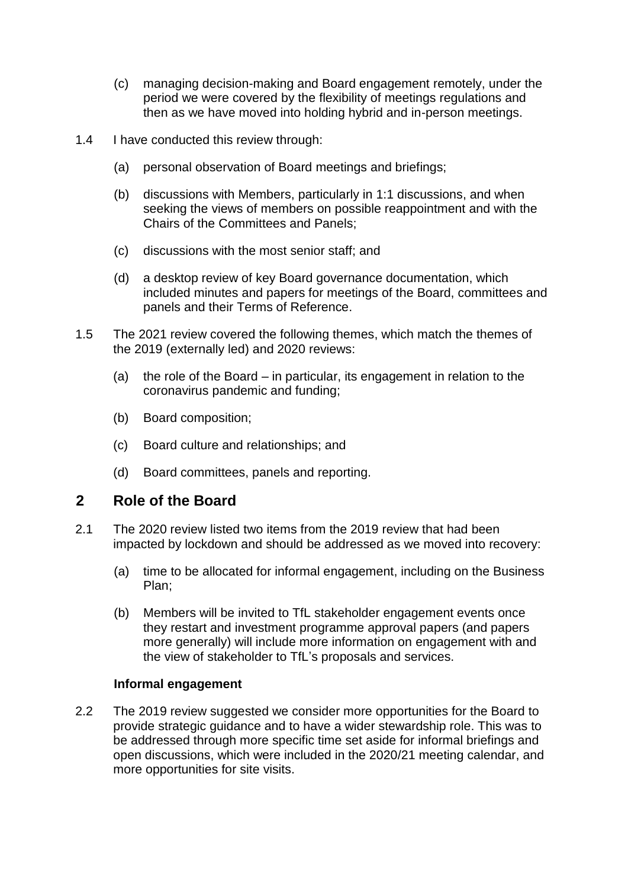(c) managing decision-making and Board engagement remotely, under the period we were covered by the flexibility of meetings regulations and then as we have moved into holding hybrid and in-person meetings.

1.4 I have conducted this review through:

(a) personal observation of Board meetings and briefings;

(b) discussions with Members, particularly in 1:1 discussions, and when seeking the views of members on possible reappointment and with the Chairs of the Committees and Panels;

(c) discussions with the most senior staff; and

(d) a desktop review of key Board governance documentation, which included minutes and papers for meetings of the Board, committees and panels and their Terms of Reference.

1.5 The 2021 review covered the following themes, which match the themes of the 2019 (externally led) and 2020 reviews:

(a) the role of the Board – in particular, its engagement in relation to the coronavirus pandemic and funding;

(b) Board composition;

(c) Board culture and relationships; and

(d) Board committees, panels and reporting.

## 2 Role of the Board

2.1 The 2020 review listed two items from the 2019 review that had been impacted by lockdown and should be addressed as we moved into recovery:

(a) time to be allocated for informal engagement, including on the Business Plan;

(b) Members will be invited to TfL stakeholder engagement events once they restart and investment programme approval papers (and papers more generally) will include more information on engagement with and the view of stakeholder to TfL's proposals and services.

### Informal engagement

2.2 The 2019 review suggested we consider more opportunities for the Board to provide strategic guidance and to have a wider stewardship role. This was to be addressed through more specific time set aside for informal briefings and open discussions, which were included in the 2020/21 meeting calendar, and more opportunities for site visits.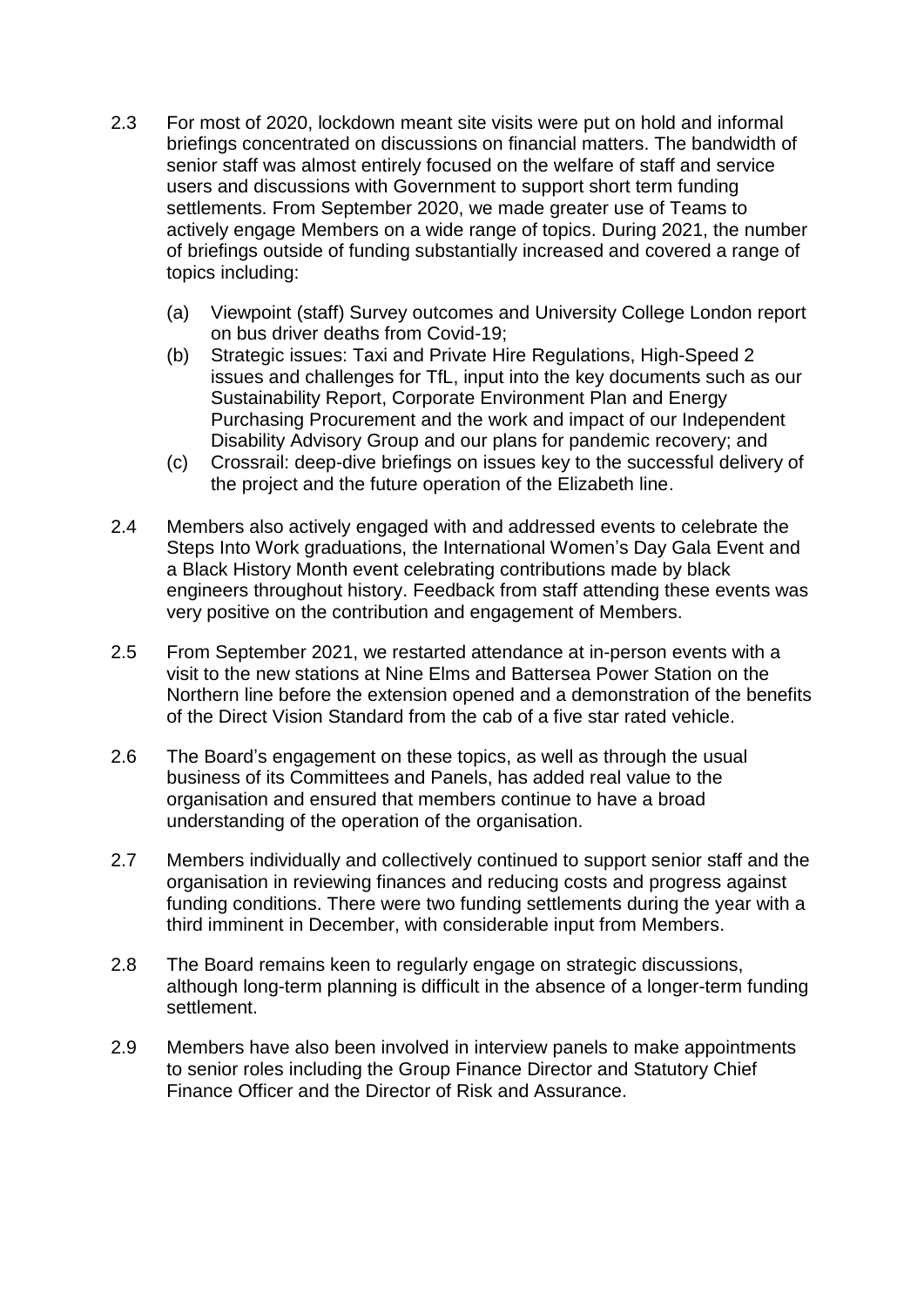2.3 For most of 2020, lockdown meant site visits were put on hold and informal briefings concentrated on discussions on financial matters. The bandwidth of senior staff was almost entirely focused on the welfare of staff and service users and discussions with Government to support short term funding settlements. From September 2020, we made greater use of Teams to actively engage Members on a wide range of topics. During 2021, the number of briefings outside of funding substantially increased and covered a range of topics including:

(a) Viewpoint (staff) Survey outcomes and University College London report on bus driver deaths from Covid-19;

(b) Strategic issues: Taxi and Private Hire Regulations, High-Speed 2 issues and challenges for TfL, input into the key documents such as our Sustainability Report, Corporate Environment Plan and Energy Purchasing Procurement and the work and impact of our Independent Disability Advisory Group and our plans for pandemic recovery; and

(c) Crossrail: deep-dive briefings on issues key to the successful delivery of the project and the future operation of the Elizabeth line.

2.4 Members also actively engaged with and addressed events to celebrate the Steps Into Work graduations, the International Women's Day Gala Event and a Black History Month event celebrating contributions made by black engineers throughout history. Feedback from staff attending these events was very positive on the contribution and engagement of Members.

2.5 From September 2021, we restarted attendance at in-person events with a visit to the new stations at Nine Elms and Battersea Power Station on the Northern line before the extension opened and a demonstration of the benefits of the Direct Vision Standard from the cab of a five star rated vehicle.

2.6 The Board's engagement on these topics, as well as through the usual business of its Committees and Panels, has added real value to the organisation and ensured that members continue to have a broad understanding of the operation of the organisation.

2.7 Members individually and collectively continued to support senior staff and the organisation in reviewing finances and reducing costs and progress against funding conditions. There were two funding settlements during the year with a third imminent in December, with considerable input from Members.

2.8 The Board remains keen to regularly engage on strategic discussions, although long-term planning is difficult in the absence of a longer-term funding settlement.

2.9 Members have also been involved in interview panels to make appointments to senior roles including the Group Finance Director and Statutory Chief Finance Officer and the Director of Risk and Assurance.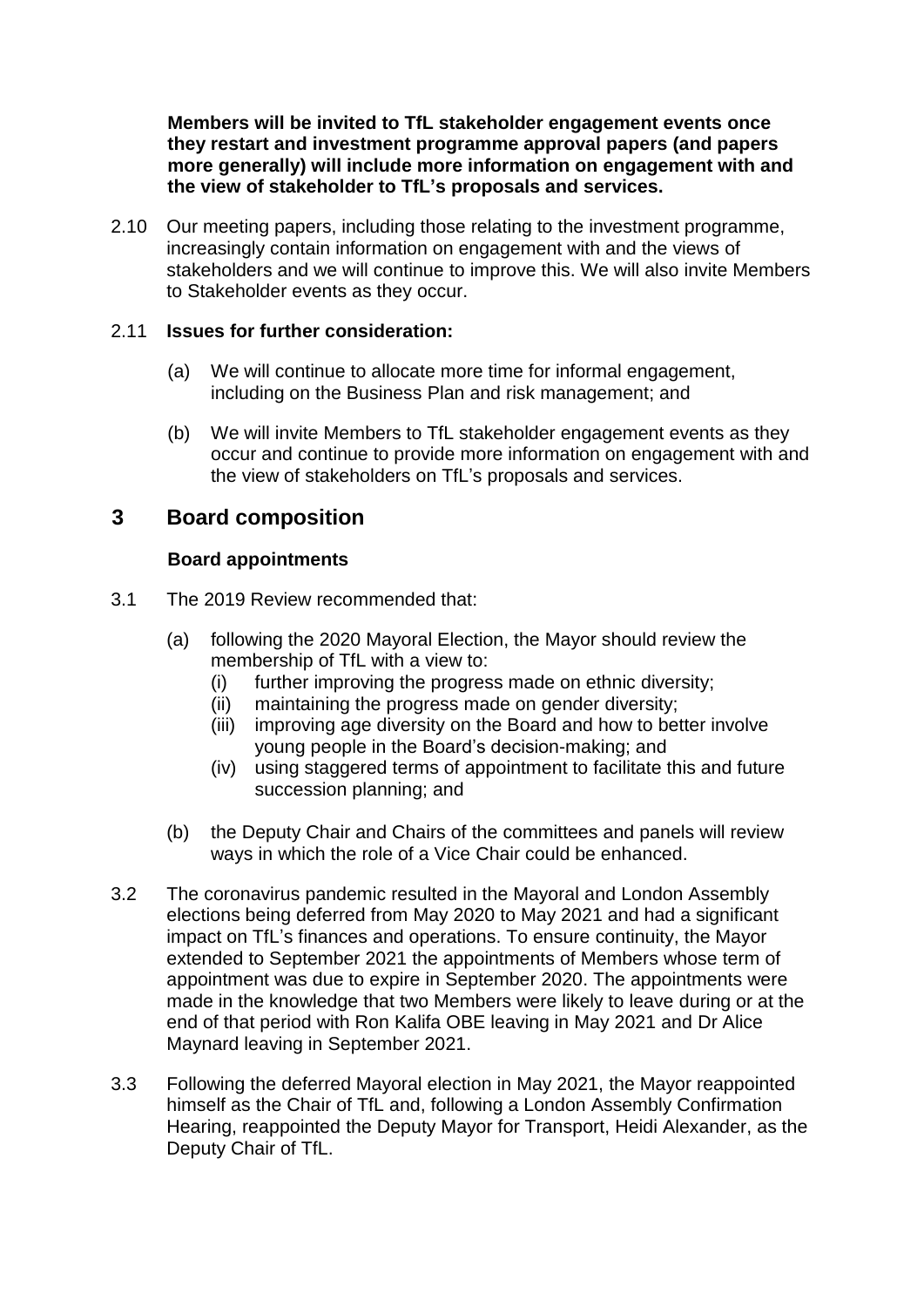**Members will be invited to TfL stakeholder engagement events once they restart and investment programme approval papers (and papers more generally) will include more information on engagement with and the view of stakeholder to TfL's proposals and services.**

2.10 Our meeting papers, including those relating to the investment programme, increasingly contain information on engagement with and the views of stakeholders and we will continue to improve this. We will also invite Members to Stakeholder events as they occur.

2.11 **Issues for further consideration:**

(a) We will continue to allocate more time for informal engagement, including on the Business Plan and risk management; and

(b) We will invite Members to TfL stakeholder engagement events as they occur and continue to provide more information on engagement with and the view of stakeholders on TfL's proposals and services.

## 3 Board composition

### Board appointments

3.1 The 2019 Review recommended that:

(a) following the 2020 Mayoral Election, the Mayor should review the membership of TfL with a view to:
  (i) further improving the progress made on ethnic diversity;
  (ii) maintaining the progress made on gender diversity;
  (iii) improving age diversity on the Board and how to better involve young people in the Board's decision-making; and
  (iv) using staggered terms of appointment to facilitate this and future succession planning; and

(b) the Deputy Chair and Chairs of the committees and panels will review ways in which the role of a Vice Chair could be enhanced.

3.2 The coronavirus pandemic resulted in the Mayoral and London Assembly elections being deferred from May 2020 to May 2021 and had a significant impact on TfL's finances and operations. To ensure continuity, the Mayor extended to September 2021 the appointments of Members whose term of appointment was due to expire in September 2020. The appointments were made in the knowledge that two Members were likely to leave during or at the end of that period with Ron Kalifa OBE leaving in May 2021 and Dr Alice Maynard leaving in September 2021.

3.3 Following the deferred Mayoral election in May 2021, the Mayor reappointed himself as the Chair of TfL and, following a London Assembly Confirmation Hearing, reappointed the Deputy Mayor for Transport, Heidi Alexander, as the Deputy Chair of TfL.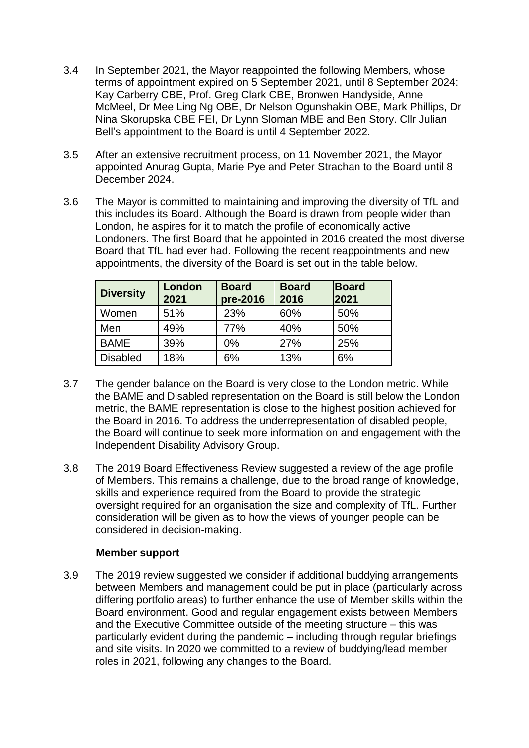3.4 In September 2021, the Mayor reappointed the following Members, whose terms of appointment expired on 5 September 2021, until 8 September 2024: Kay Carberry CBE, Prof. Greg Clark CBE, Bronwen Handyside, Anne McMeel, Dr Mee Ling Ng OBE, Dr Nelson Ogunshakin OBE, Mark Phillips, Dr Nina Skorupska CBE FEI, Dr Lynn Sloman MBE and Ben Story. Cllr Julian Bell's appointment to the Board is until 4 September 2022.

3.5 After an extensive recruitment process, on 11 November 2021, the Mayor appointed Anurag Gupta, Marie Pye and Peter Strachan to the Board until 8 December 2024.

3.6 The Mayor is committed to maintaining and improving the diversity of TfL and this includes its Board. Although the Board is drawn from people wider than London, he aspires for it to match the profile of economically active Londoners. The first Board that he appointed in 2016 created the most diverse Board that TfL had ever had. Following the recent reappointments and new appointments, the diversity of the Board is set out in the table below.

| Diversity | London 2021 | Board pre-2016 | Board 2016 | Board 2021 |
|---|---|---|---|---|
| Women | 51% | 23% | 60% | 50% |
| Men | 49% | 77% | 40% | 50% |
| BAME | 39% | 0% | 27% | 25% |
| Disabled | 18% | 6% | 13% | 6% |

3.7 The gender balance on the Board is very close to the London metric. While the BAME and Disabled representation on the Board is still below the London metric, the BAME representation is close to the highest position achieved for the Board in 2016. To address the underrepresentation of disabled people, the Board will continue to seek more information on and engagement with the Independent Disability Advisory Group.

3.8 The 2019 Board Effectiveness Review suggested a review of the age profile of Members. This remains a challenge, due to the broad range of knowledge, skills and experience required from the Board to provide the strategic oversight required for an organisation the size and complexity of TfL. Further consideration will be given as to how the views of younger people can be considered in decision-making.

**Member support**

3.9 The 2019 review suggested we consider if additional buddying arrangements between Members and management could be put in place (particularly across differing portfolio areas) to further enhance the use of Member skills within the Board environment. Good and regular engagement exists between Members and the Executive Committee outside of the meeting structure – this was particularly evident during the pandemic – including through regular briefings and site visits. In 2020 we committed to a review of buddying/lead member roles in 2021, following any changes to the Board.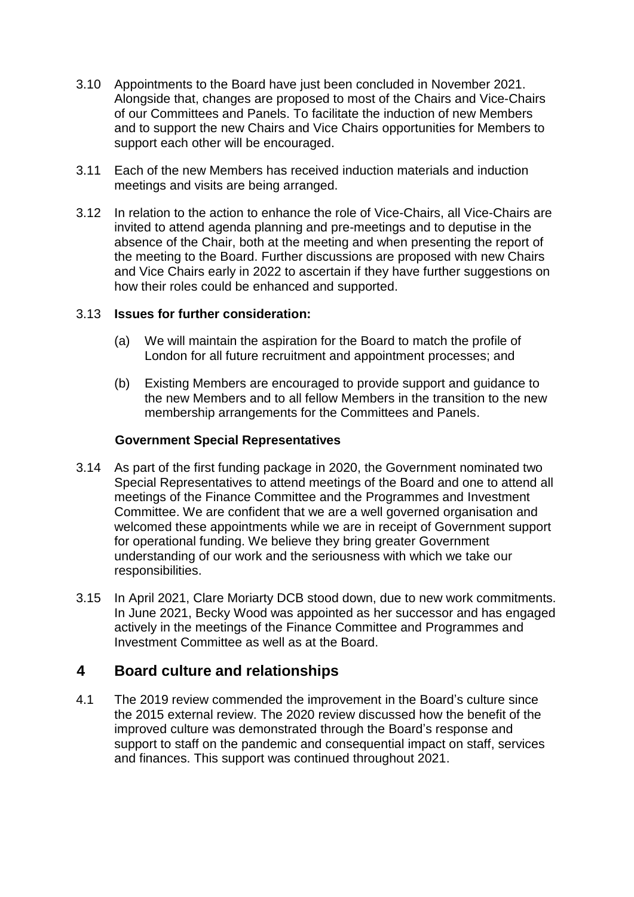3.10 Appointments to the Board have just been concluded in November 2021. Alongside that, changes are proposed to most of the Chairs and Vice-Chairs of our Committees and Panels. To facilitate the induction of new Members and to support the new Chairs and Vice Chairs opportunities for Members to support each other will be encouraged.

3.11 Each of the new Members has received induction materials and induction meetings and visits are being arranged.

3.12 In relation to the action to enhance the role of Vice-Chairs, all Vice-Chairs are invited to attend agenda planning and pre-meetings and to deputise in the absence of the Chair, both at the meeting and when presenting the report of the meeting to the Board. Further discussions are proposed with new Chairs and Vice Chairs early in 2022 to ascertain if they have further suggestions on how their roles could be enhanced and supported.

3.13 **Issues for further consideration:**

(a) We will maintain the aspiration for the Board to match the profile of London for all future recruitment and appointment processes; and

(b) Existing Members are encouraged to provide support and guidance to the new Members and to all fellow Members in the transition to the new membership arrangements for the Committees and Panels.

**Government Special Representatives**

3.14 As part of the first funding package in 2020, the Government nominated two Special Representatives to attend meetings of the Board and one to attend all meetings of the Finance Committee and the Programmes and Investment Committee. We are confident that we are a well governed organisation and welcomed these appointments while we are in receipt of Government support for operational funding. We believe they bring greater Government understanding of our work and the seriousness with which we take our responsibilities.

3.15 In April 2021, Clare Moriarty DCB stood down, due to new work commitments. In June 2021, Becky Wood was appointed as her successor and has engaged actively in the meetings of the Finance Committee and Programmes and Investment Committee as well as at the Board.

## 4 Board culture and relationships

4.1 The 2019 review commended the improvement in the Board's culture since the 2015 external review. The 2020 review discussed how the benefit of the improved culture was demonstrated through the Board's response and support to staff on the pandemic and consequential impact on staff, services and finances. This support was continued throughout 2021.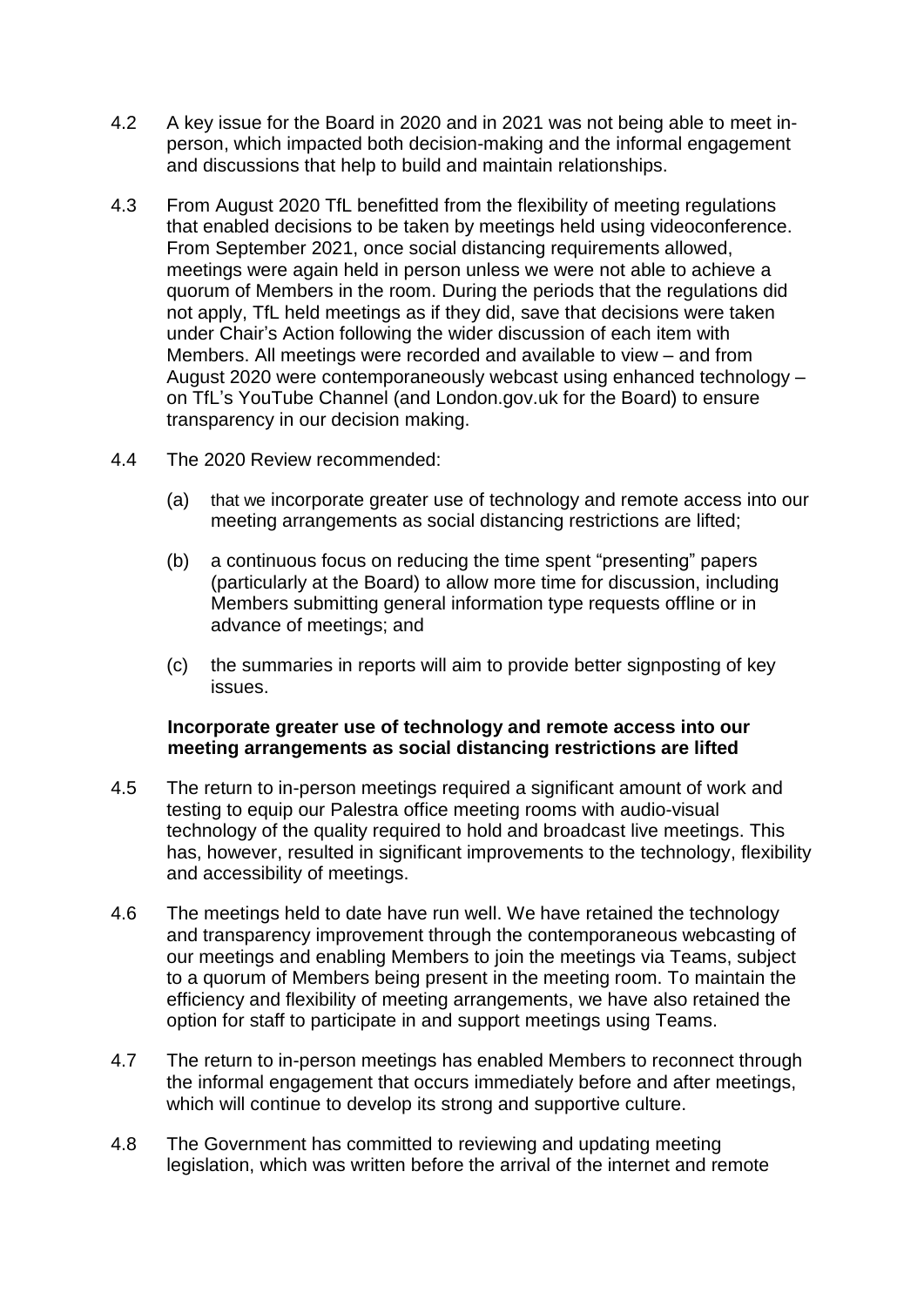4.2 A key issue for the Board in 2020 and in 2021 was not being able to meet in-person, which impacted both decision-making and the informal engagement and discussions that help to build and maintain relationships.

4.3 From August 2020 TfL benefitted from the flexibility of meeting regulations that enabled decisions to be taken by meetings held using videoconference. From September 2021, once social distancing requirements allowed, meetings were again held in person unless we were not able to achieve a quorum of Members in the room. During the periods that the regulations did not apply, TfL held meetings as if they did, save that decisions were taken under Chair's Action following the wider discussion of each item with Members. All meetings were recorded and available to view – and from August 2020 were contemporaneously webcast using enhanced technology – on TfL's YouTube Channel (and London.gov.uk for the Board) to ensure transparency in our decision making.

4.4 The 2020 Review recommended:

(a) that we incorporate greater use of technology and remote access into our meeting arrangements as social distancing restrictions are lifted;

(b) a continuous focus on reducing the time spent "presenting" papers (particularly at the Board) to allow more time for discussion, including Members submitting general information type requests offline or in advance of meetings; and

(c) the summaries in reports will aim to provide better signposting of key issues.

**Incorporate greater use of technology and remote access into our meeting arrangements as social distancing restrictions are lifted**

4.5 The return to in-person meetings required a significant amount of work and testing to equip our Palestra office meeting rooms with audio-visual technology of the quality required to hold and broadcast live meetings. This has, however, resulted in significant improvements to the technology, flexibility and accessibility of meetings.

4.6 The meetings held to date have run well. We have retained the technology and transparency improvement through the contemporaneous webcasting of our meetings and enabling Members to join the meetings via Teams, subject to a quorum of Members being present in the meeting room. To maintain the efficiency and flexibility of meeting arrangements, we have also retained the option for staff to participate in and support meetings using Teams.

4.7 The return to in-person meetings has enabled Members to reconnect through the informal engagement that occurs immediately before and after meetings, which will continue to develop its strong and supportive culture.

4.8 The Government has committed to reviewing and updating meeting legislation, which was written before the arrival of the internet and remote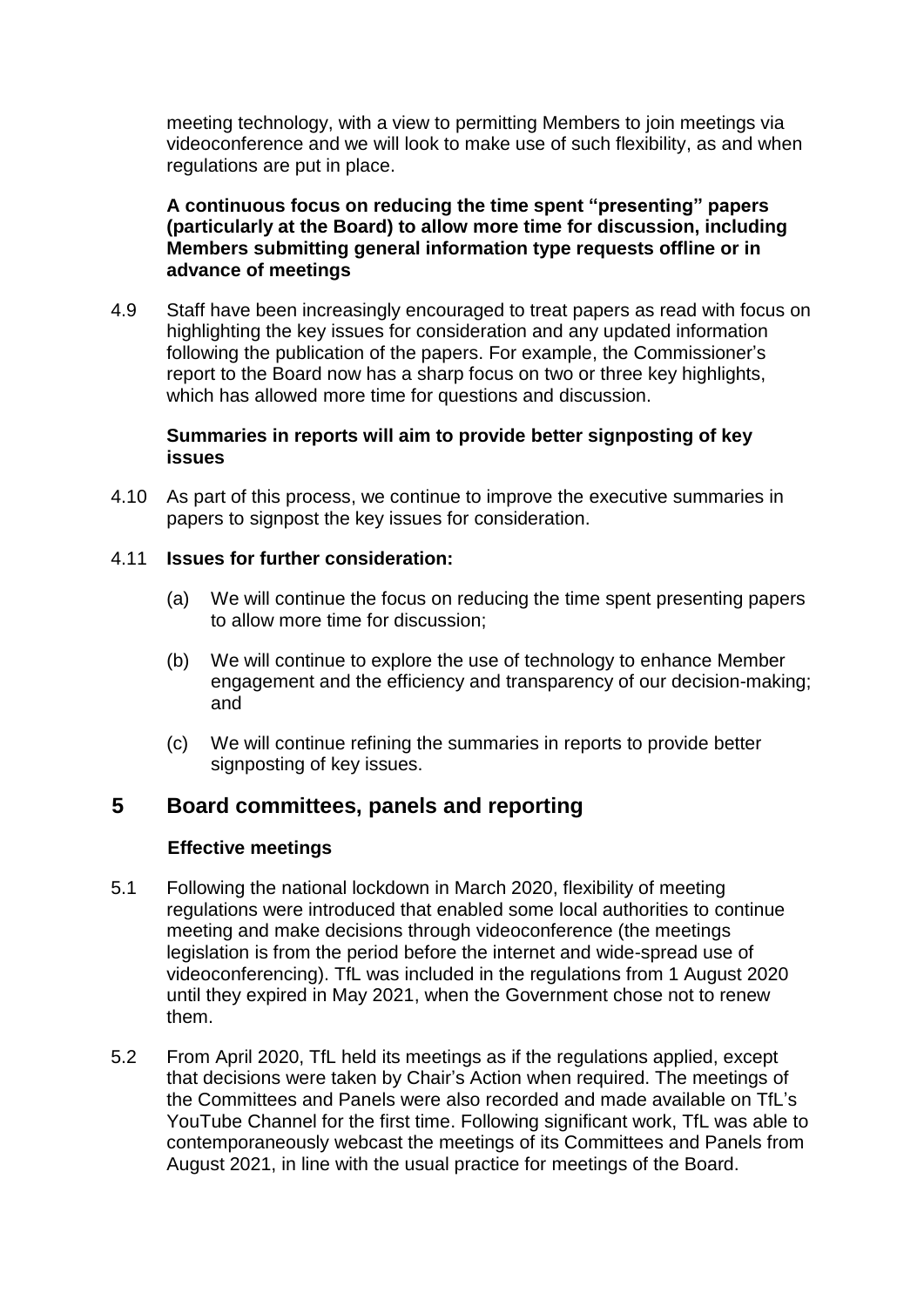meeting technology, with a view to permitting Members to join meetings via videoconference and we will look to make use of such flexibility, as and when regulations are put in place.

**A continuous focus on reducing the time spent "presenting" papers (particularly at the Board) to allow more time for discussion, including Members submitting general information type requests offline or in advance of meetings**

4.9 Staff have been increasingly encouraged to treat papers as read with focus on highlighting the key issues for consideration and any updated information following the publication of the papers. For example, the Commissioner's report to the Board now has a sharp focus on two or three key highlights, which has allowed more time for questions and discussion.

**Summaries in reports will aim to provide better signposting of key issues**

4.10 As part of this process, we continue to improve the executive summaries in papers to signpost the key issues for consideration.

4.11 **Issues for further consideration:**

(a) We will continue the focus on reducing the time spent presenting papers to allow more time for discussion;

(b) We will continue to explore the use of technology to enhance Member engagement and the efficiency and transparency of our decision-making; and

(c) We will continue refining the summaries in reports to provide better signposting of key issues.

## 5 Board committees, panels and reporting

**Effective meetings**

5.1 Following the national lockdown in March 2020, flexibility of meeting regulations were introduced that enabled some local authorities to continue meeting and make decisions through videoconference (the meetings legislation is from the period before the internet and wide-spread use of videoconferencing). TfL was included in the regulations from 1 August 2020 until they expired in May 2021, when the Government chose not to renew them.

5.2 From April 2020, TfL held its meetings as if the regulations applied, except that decisions were taken by Chair's Action when required. The meetings of the Committees and Panels were also recorded and made available on TfL's YouTube Channel for the first time. Following significant work, TfL was able to contemporaneously webcast the meetings of its Committees and Panels from August 2021, in line with the usual practice for meetings of the Board.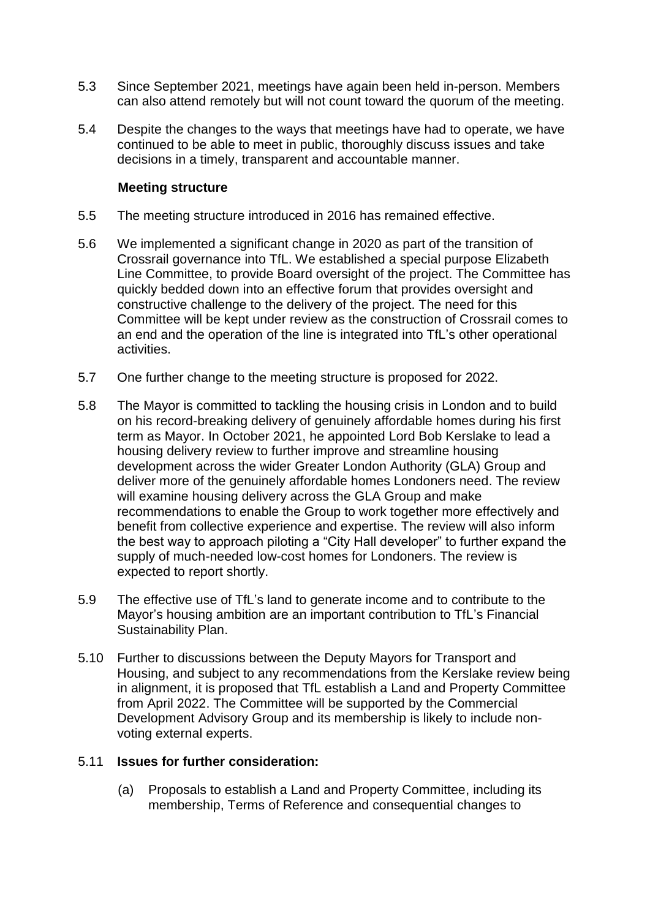5.3 Since September 2021, meetings have again been held in-person. Members can also attend remotely but will not count toward the quorum of the meeting.

5.4 Despite the changes to the ways that meetings have had to operate, we have continued to be able to meet in public, thoroughly discuss issues and take decisions in a timely, transparent and accountable manner.

**Meeting structure**

5.5 The meeting structure introduced in 2016 has remained effective.

5.6 We implemented a significant change in 2020 as part of the transition of Crossrail governance into TfL. We established a special purpose Elizabeth Line Committee, to provide Board oversight of the project. The Committee has quickly bedded down into an effective forum that provides oversight and constructive challenge to the delivery of the project. The need for this Committee will be kept under review as the construction of Crossrail comes to an end and the operation of the line is integrated into TfL's other operational activities.

5.7 One further change to the meeting structure is proposed for 2022.

5.8 The Mayor is committed to tackling the housing crisis in London and to build on his record-breaking delivery of genuinely affordable homes during his first term as Mayor. In October 2021, he appointed Lord Bob Kerslake to lead a housing delivery review to further improve and streamline housing development across the wider Greater London Authority (GLA) Group and deliver more of the genuinely affordable homes Londoners need. The review will examine housing delivery across the GLA Group and make recommendations to enable the Group to work together more effectively and benefit from collective experience and expertise. The review will also inform the best way to approach piloting a "City Hall developer" to further expand the supply of much-needed low-cost homes for Londoners. The review is expected to report shortly.

5.9 The effective use of TfL's land to generate income and to contribute to the Mayor's housing ambition are an important contribution to TfL's Financial Sustainability Plan.

5.10 Further to discussions between the Deputy Mayors for Transport and Housing, and subject to any recommendations from the Kerslake review being in alignment, it is proposed that TfL establish a Land and Property Committee from April 2022. The Committee will be supported by the Commercial Development Advisory Group and its membership is likely to include non-voting external experts.

5.11 **Issues for further consideration:**

(a) Proposals to establish a Land and Property Committee, including its membership, Terms of Reference and consequential changes to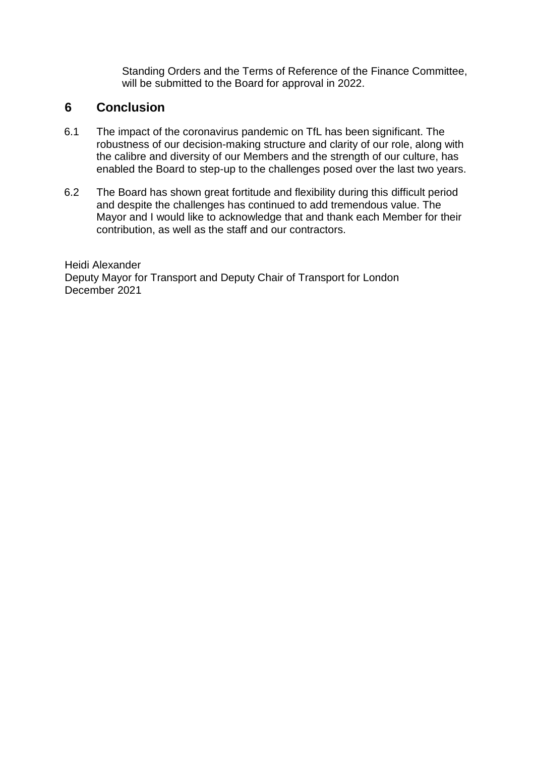Standing Orders and the Terms of Reference of the Finance Committee, will be submitted to the Board for approval in 2022.

## 6 Conclusion

6.1 The impact of the coronavirus pandemic on TfL has been significant. The robustness of our decision-making structure and clarity of our role, along with the calibre and diversity of our Members and the strength of our culture, has enabled the Board to step-up to the challenges posed over the last two years.

6.2 The Board has shown great fortitude and flexibility during this difficult period and despite the challenges has continued to add tremendous value. The Mayor and I would like to acknowledge that and thank each Member for their contribution, as well as the staff and our contractors.

Heidi Alexander
Deputy Mayor for Transport and Deputy Chair of Transport for London
December 2021